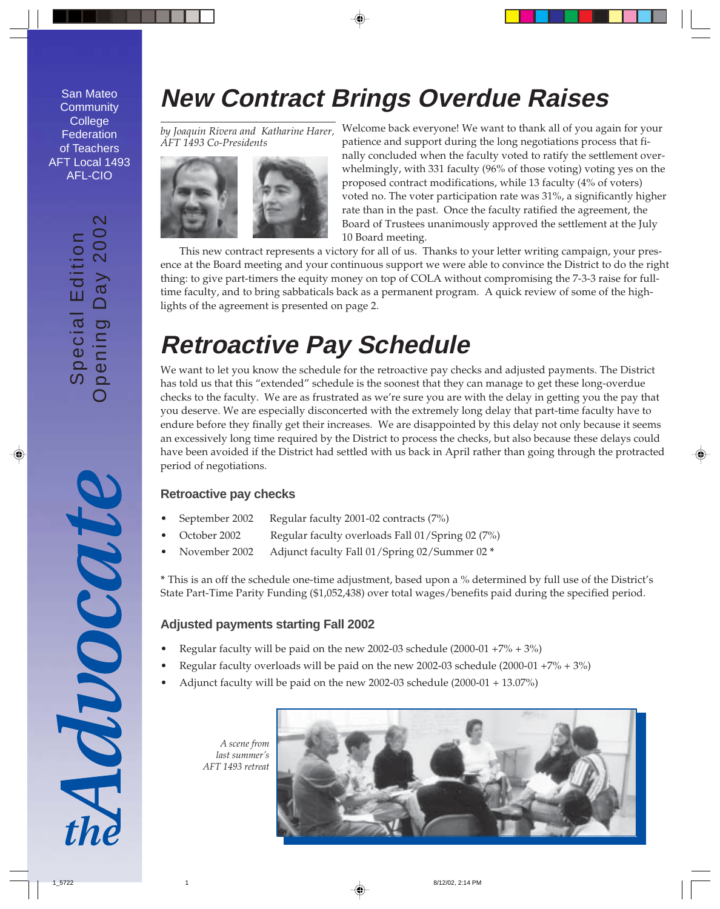San Mateo Community College Federation of Teachers AFT Local 1493 AFL-CIO

Special Edition Opening Day 2002

# the Advocate

# New Contract Brings Overdue Raises

*by Joaquin Rivera and Katharine Harer, AFT 1493 Co-Presidents*

Welcome back everyone! We want to thank all of you again for your patience and support during the long negotiations process that finally concluded when the faculty voted to ratify the settlement overwhelmingly, with 331 faculty (96% of those voting) voting yes on the proposed contract modifications, while 13 faculty (4% of voters) voted no. The voter participation rate was 31%, a significantly higher rate than in the past. Once the faculty ratified the agreement, the Board of Trustees unanimously approved the settlement at the July 10 Board meeting.

This new contract represents a victory for all of us. Thanks to your letter writing campaign, your presence at the Board meeting and your continuous support we were able to convince the District to do the right thing: to give part-timers the equity money on top of COLA without compromising the 7-3-3 raise for full-time faculty, and to bring sabbaticals back as a permanent program. A quick review of some of the highlights of the agreement is presented on page 2.

# Retroactive Pay Schedule

We want to let you know the schedule for the retroactive pay checks and adjusted payments. The District has told us that this "extended" schedule is the soonest that they can manage to get these long-overdue checks to the faculty. We are as frustrated as we're sure you are with the delay in getting you the pay that you deserve. We are especially disconcerted with the extremely long delay that part-time faculty have to endure before they finally get their increases. We are disappointed by this delay not only because it seems an excessively long time required by the District to process the checks, but also because these delays could have been avoided if the District had settled with us back in April rather than going through the protracted period of negotiations.

### Retroactive pay checks

- September 2002 Regular faculty 2001-02 contracts (7%)
- October 2002 Regular faculty overloads Fall 01/Spring 02 (7%)
- November 2002 Adjunct faculty Fall 01/Spring 02/Summer 02 *

* This is an off the schedule one-time adjustment, based upon a % determined by full use of the District's State Part-Time Parity Funding ($1,052,438) over total wages/benefits paid during the specified period.

### Adjusted payments starting Fall 2002

- Regular faculty will be paid on the new 2002-03 schedule (2000-01 +7% + 3%)
- Regular faculty overloads will be paid on the new 2002-03 schedule (2000-01 +7% + 3%)
- Adjunct faculty will be paid on the new 2002-03 schedule (2000-01 + 13.07%)

*A scene from last summer's AFT 1493 retreat*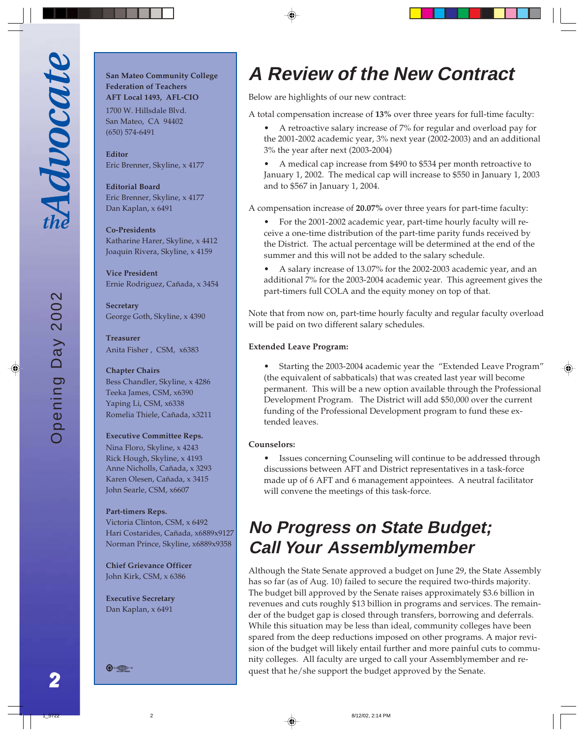San Mateo Community College Federation of Teachers AFT Local 1493, AFL-CIO

1700 W. Hillsdale Blvd.
San Mateo, CA 94402
(650) 574-6491

**Editor**
Eric Brenner, Skyline, x 4177

**Editorial Board**
Eric Brenner, Skyline, x 4177
Dan Kaplan, x 6491

**Co-Presidents**
Katharine Harer, Skyline, x 4412
Joaquin Rivera, Skyline, x 4159

**Vice President**
Ernie Rodriguez, Cañada, x 3454

**Secretary**
George Goth, Skyline, x 4390

**Treasurer**
Anita Fisher , CSM, x6383

**Chapter Chairs**
Bess Chandler, Skyline, x 4286
Teeka James, CSM, x6390
Yaping Li, CSM, x6338
Romelia Thiele, Cañada, x3211

**Executive Committee Reps.**
Nina Floro, Skyline, x 4243
Rick Hough, Skyline, x 4193
Anne Nicholls, Cañada, x 3293
Karen Olesen, Cañada, x 3415
John Searle, CSM, x6607

**Part-timers Reps.**
Victoria Clinton, CSM, x 6492
Hari Costarides, Cañada, x6889x9127
Norman Prince, Skyline, x6889x9358

**Chief Grievance Officer**
John Kirk, CSM, x 6386

**Executive Secretary**
Dan Kaplan, x 6491

# A Review of the New Contract

Below are highlights of our new contract:

A total compensation increase of **13%** over three years for full-time faculty:

- A retroactive salary increase of 7% for regular and overload pay for the 2001-2002 academic year, 3% next year (2002-2003) and an additional 3% the year after next (2003-2004)
- A medical cap increase from $490 to $534 per month retroactive to January 1, 2002. The medical cap will increase to $550 in January 1, 2003 and to $567 in January 1, 2004.

A compensation increase of **20.07%** over three years for part-time faculty:

- For the 2001-2002 academic year, part-time hourly faculty will receive a one-time distribution of the part-time parity funds received by the District. The actual percentage will be determined at the end of the summer and this will not be added to the salary schedule.
- A salary increase of 13.07% for the 2002-2003 academic year, and an additional 7% for the 2003-2004 academic year. This agreement gives the part-timers full COLA and the equity money on top of that.

Note that from now on, part-time hourly faculty and regular faculty overload will be paid on two different salary schedules.

**Extended Leave Program:**

- Starting the 2003-2004 academic year the "Extended Leave Program" (the equivalent of sabbaticals) that was created last year will become permanent. This will be a new option available through the Professional Development Program. The District will add $50,000 over the current funding of the Professional Development program to fund these extended leaves.

**Counselors:**

- Issues concerning Counseling will continue to be addressed through discussions between AFT and District representatives in a task-force made up of 6 AFT and 6 management appointees. A neutral facilitator will convene the meetings of this task-force.

# No Progress on State Budget; Call Your Assemblymember

Although the State Senate approved a budget on June 29, the State Assembly has so far (as of Aug. 10) failed to secure the required two-thirds majority. The budget bill approved by the Senate raises approximately $3.6 billion in revenues and cuts roughly $13 billion in programs and services. The remainder of the budget gap is closed through transfers, borrowing and deferrals. While this situation may be less than ideal, community colleges have been spared from the deep reductions imposed on other programs. A major revision of the budget will likely entail further and more painful cuts to community colleges. All faculty are urged to call your Assemblymember and request that he/she support the budget approved by the Senate.